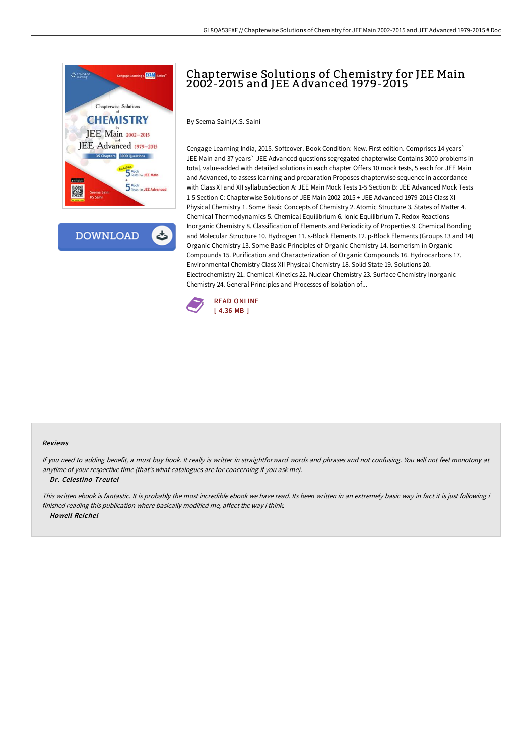# Chapterwise Solutions of Chemistry for JEE Main 2002-2015 and JEE Advanced 1979-2015

By Seema Saini,K.S. Saini

Cengage Learning India, 2015. Softcover. Book Condition: New. First edition. Comprises 14 years` JEE Main and 37 years` JEE Advanced questions segregated chapterwise Contains 3000 problems in total, value-added with detailed solutions in each chapter Offers 10 mock tests, 5 each for JEE Main and Advanced, to assess learning and preparation Proposes chapterwise sequence in accordance with Class XI and XII syllabusSection A: JEE Main Mock Tests 1-5 Section B: JEE Advanced Mock Tests 1-5 Section C: Chapterwise Solutions of JEE Main 2002-2015 + JEE Advanced 1979-2015 Class XI Physical Chemistry 1. Some Basic Concepts of Chemistry 2. Atomic Structure 3. States of Matter 4. Chemical Thermodynamics 5. Chemical Equilibrium 6. Ionic Equilibrium 7. Redox Reactions Inorganic Chemistry 8. Classification of Elements and Periodicity of Properties 9. Chemical Bonding and Molecular Structure 10. Hydrogen 11. s-Block Elements 12. p-Block Elements (Groups 13 and 14) Organic Chemistry 13. Some Basic Principles of Organic Chemistry 14. Isomerism in Organic Compounds 15. Purification and Characterization of Organic Compounds 16. Hydrocarbons 17. Environmental Chemistry Class XII Physical Chemistry 18. Solid State 19. Solutions 20. Electrochemistry 21. Chemical Kinetics 22. Nuclear Chemistry 23. Surface Chemistry Inorganic Chemistry 24. General Principles and Processes of Isolation of...

READ ONLINE
[ 4.36 MB ]

#### Reviews

*If you need to adding benefit, a must buy book. It really is writter in straightforward words and phrases and not confusing. You will not feel monotony at anytime of your respective time (that's what catalogues are for concerning if you ask me).*

*-- Dr. Celestino Treutel*

*This written ebook is fantastic. It is probably the most incredible ebook we have read. Its been written in an extremely basic way in fact it is just following i finished reading this publication where basically modified me, affect the way i think.*

*-- Howell Reichel*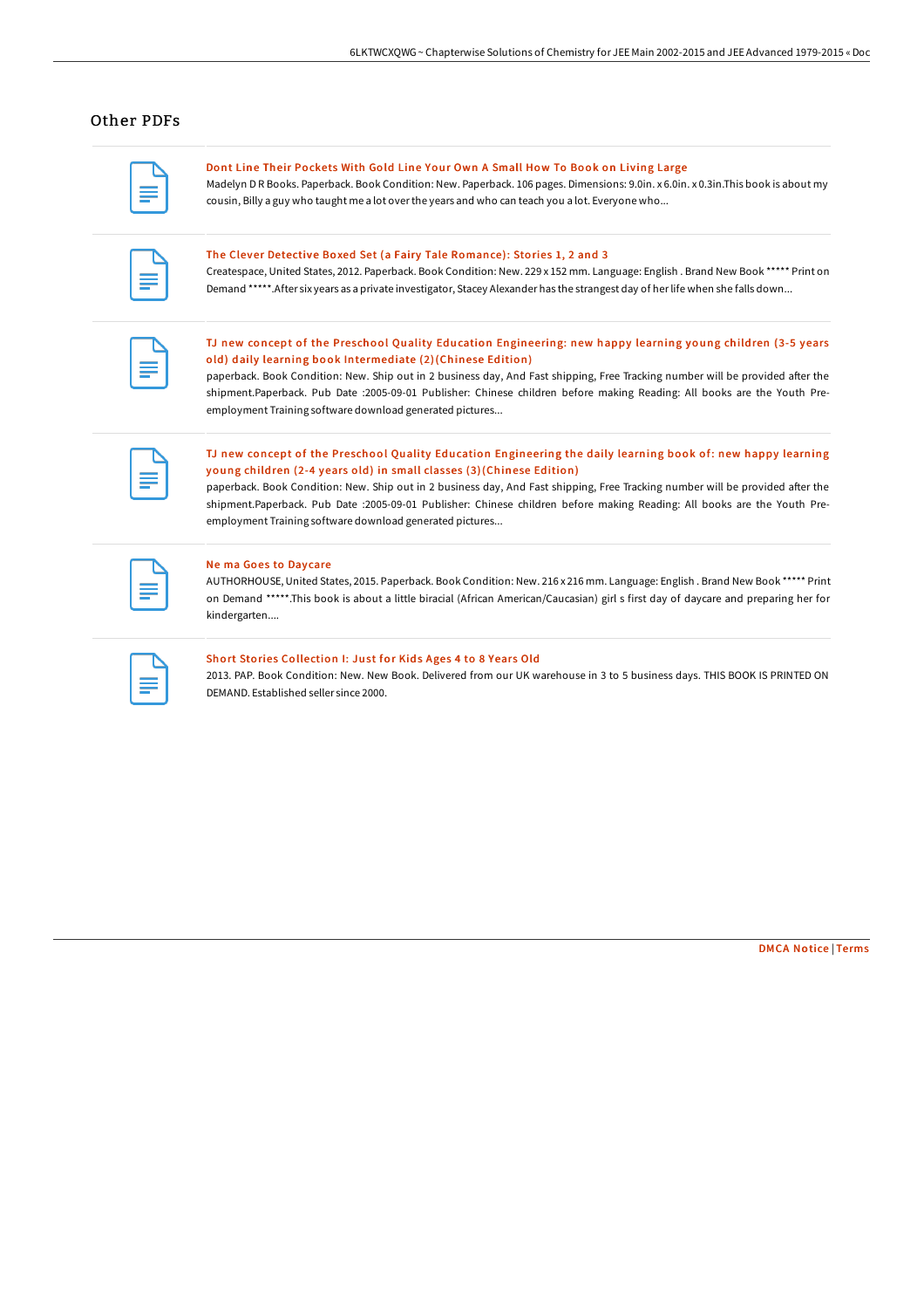## Other PDFs

**Dont Line Their Pockets With Gold Line Your Own A Small How To Book on Living Large**

Madelyn D R Books. Paperback. Book Condition: New. Paperback. 106 pages. Dimensions: 9.0in. x 6.0in. x 0.3in.This book is about my cousin, Billy a guy who taught me a lot over the years and who can teach you a lot. Everyone who...

**The Clever Detective Boxed Set (a Fairy Tale Romance): Stories 1, 2 and 3**

Createspace, United States, 2012. Paperback. Book Condition: New. 229 x 152 mm. Language: English . Brand New Book ***** Print on Demand *****.After six years as a private investigator, Stacey Alexander has the strangest day of her life when she falls down...

**TJ new concept of the Preschool Quality Education Engineering: new happy learning young children (3-5 years old) daily learning book Intermediate (2)(Chinese Edition)**

paperback. Book Condition: New. Ship out in 2 business day, And Fast shipping, Free Tracking number will be provided after the shipment.Paperback. Pub Date :2005-09-01 Publisher: Chinese children before making Reading: All books are the Youth Pre-employment Training software download generated pictures...

**TJ new concept of the Preschool Quality Education Engineering the daily learning book of: new happy learning young children (2-4 years old) in small classes (3)(Chinese Edition)**

paperback. Book Condition: New. Ship out in 2 business day, And Fast shipping, Free Tracking number will be provided after the shipment.Paperback. Pub Date :2005-09-01 Publisher: Chinese children before making Reading: All books are the Youth Pre-employment Training software download generated pictures...

**Ne ma Goes to Daycare**

AUTHORHOUSE, United States, 2015. Paperback. Book Condition: New. 216 x 216 mm. Language: English . Brand New Book ***** Print on Demand *****.This book is about a little biracial (African American/Caucasian) girl s first day of daycare and preparing her for kindergarten....

**Short Stories Collection I: Just for Kids Ages 4 to 8 Years Old**

2013. PAP. Book Condition: New. New Book. Delivered from our UK warehouse in 3 to 5 business days. THIS BOOK IS PRINTED ON DEMAND. Established seller since 2000.